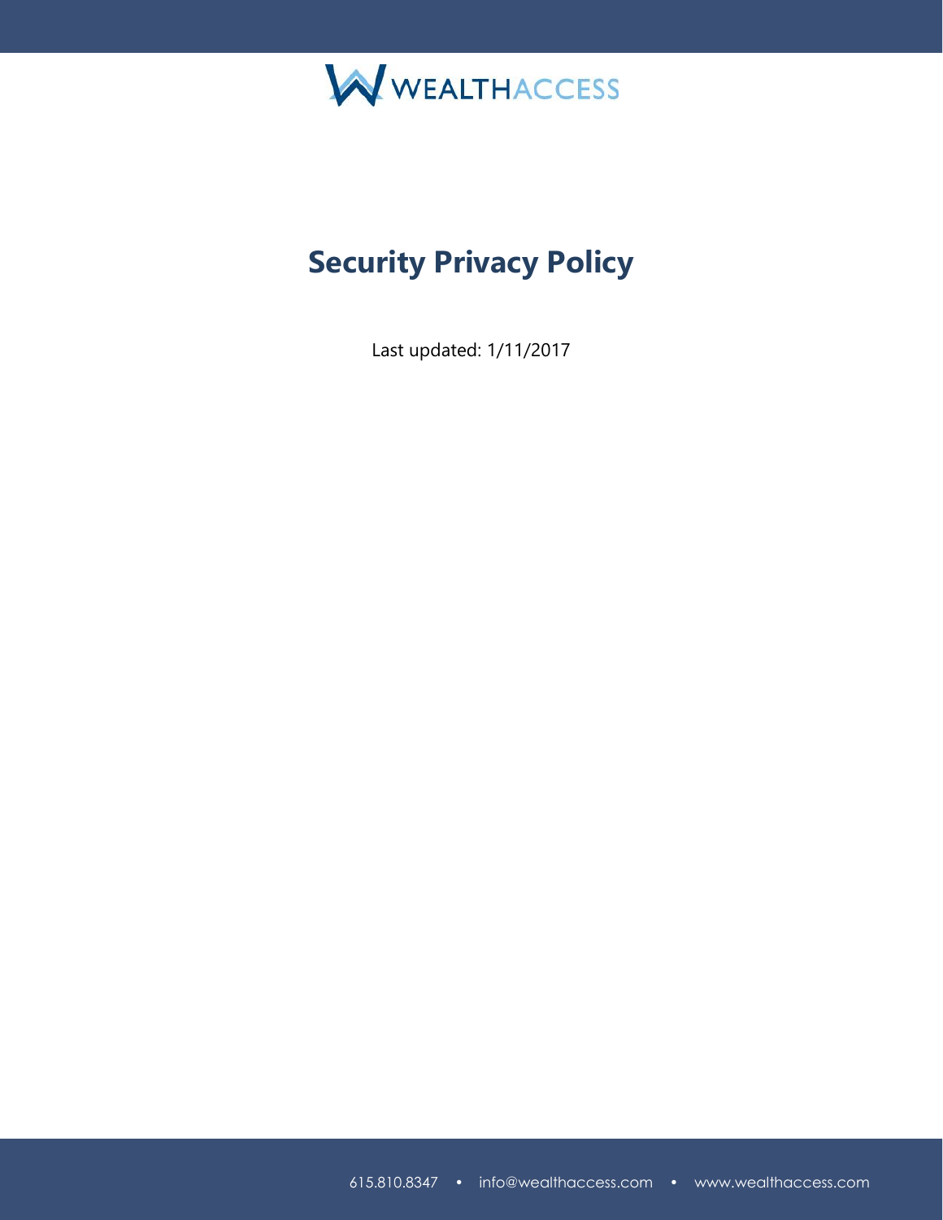WEALTHACCESS

# Security Privacy Policy

Last updated: 1/11/2017

615.810.8347 • info@wealthaccess.com • www.wealthaccess.com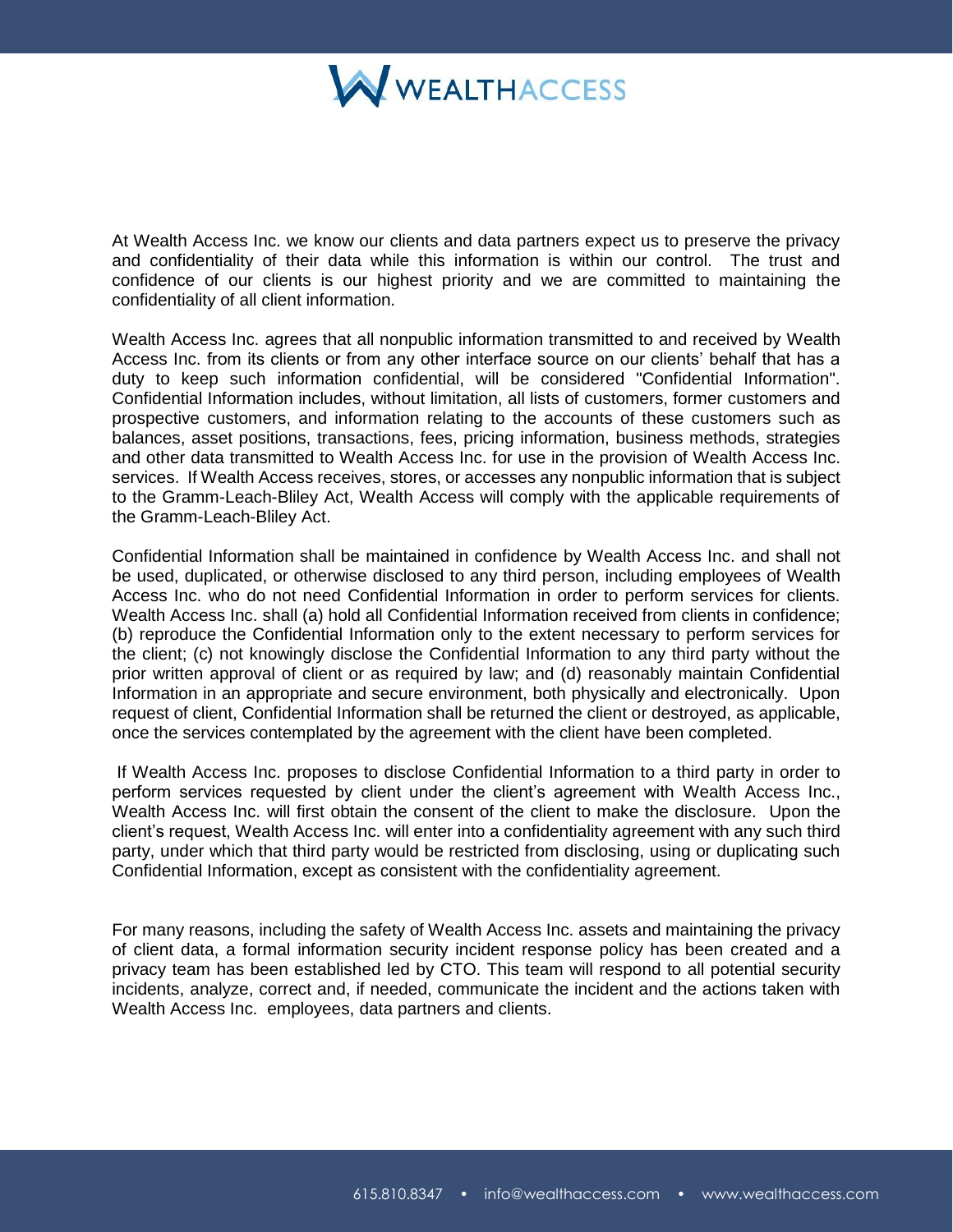At Wealth Access Inc. we know our clients and data partners expect us to preserve the privacy and confidentiality of their data while this information is within our control. The trust and confidence of our clients is our highest priority and we are committed to maintaining the confidentiality of all client information.

Wealth Access Inc. agrees that all nonpublic information transmitted to and received by Wealth Access Inc. from its clients or from any other interface source on our clients' behalf that has a duty to keep such information confidential, will be considered "Confidential Information". Confidential Information includes, without limitation, all lists of customers, former customers and prospective customers, and information relating to the accounts of these customers such as balances, asset positions, transactions, fees, pricing information, business methods, strategies and other data transmitted to Wealth Access Inc. for use in the provision of Wealth Access Inc. services. If Wealth Access receives, stores, or accesses any nonpublic information that is subject to the Gramm-Leach-Bliley Act, Wealth Access will comply with the applicable requirements of the Gramm-Leach-Bliley Act.

Confidential Information shall be maintained in confidence by Wealth Access Inc. and shall not be used, duplicated, or otherwise disclosed to any third person, including employees of Wealth Access Inc. who do not need Confidential Information in order to perform services for clients. Wealth Access Inc. shall (a) hold all Confidential Information received from clients in confidence; (b) reproduce the Confidential Information only to the extent necessary to perform services for the client; (c) not knowingly disclose the Confidential Information to any third party without the prior written approval of client or as required by law; and (d) reasonably maintain Confidential Information in an appropriate and secure environment, both physically and electronically. Upon request of client, Confidential Information shall be returned the client or destroyed, as applicable, once the services contemplated by the agreement with the client have been completed.

If Wealth Access Inc. proposes to disclose Confidential Information to a third party in order to perform services requested by client under the client's agreement with Wealth Access Inc., Wealth Access Inc. will first obtain the consent of the client to make the disclosure. Upon the client's request, Wealth Access Inc. will enter into a confidentiality agreement with any such third party, under which that third party would be restricted from disclosing, using or duplicating such Confidential Information, except as consistent with the confidentiality agreement.

For many reasons, including the safety of Wealth Access Inc. assets and maintaining the privacy of client data, a formal information security incident response policy has been created and a privacy team has been established led by CTO. This team will respond to all potential security incidents, analyze, correct and, if needed, communicate the incident and the actions taken with Wealth Access Inc. employees, data partners and clients.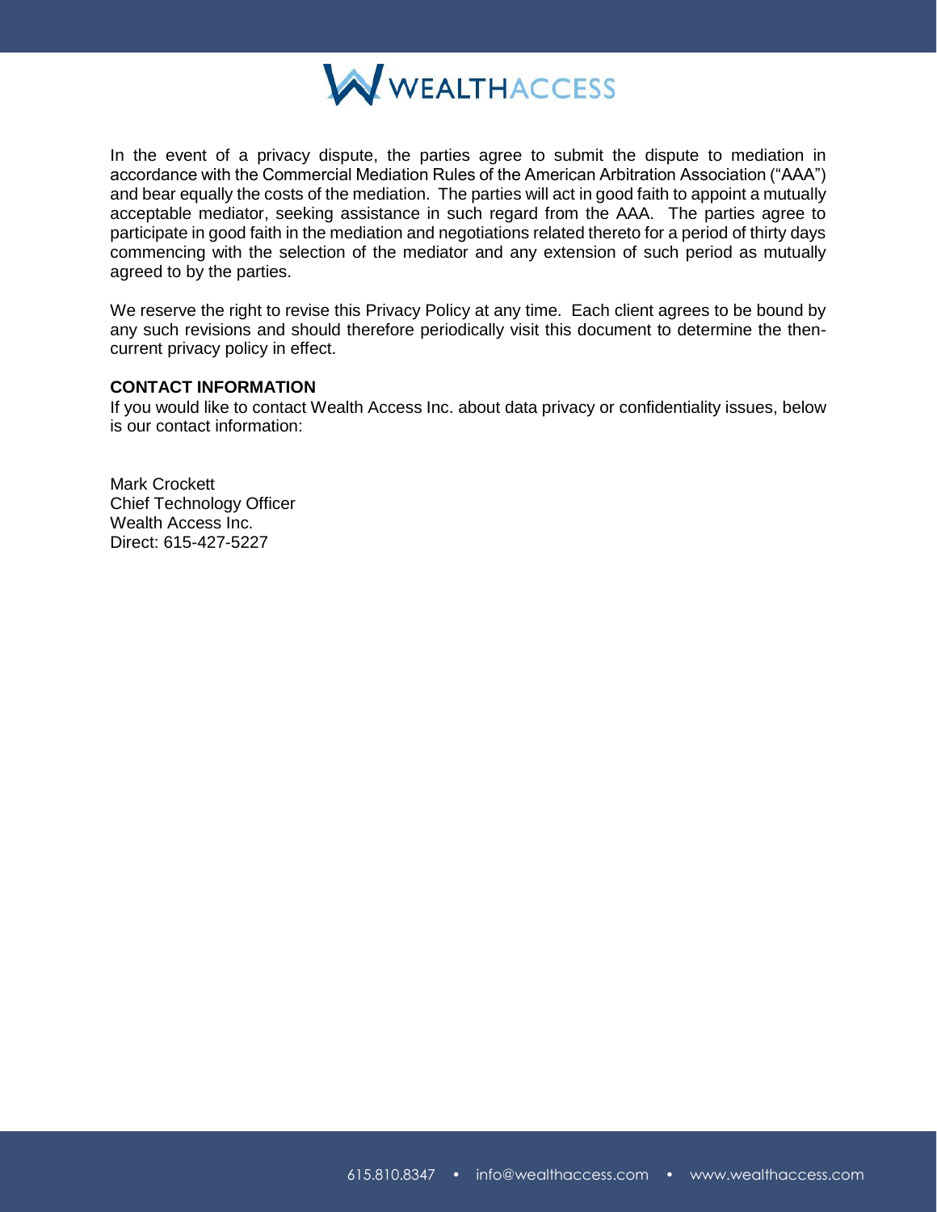In the event of a privacy dispute, the parties agree to submit the dispute to mediation in accordance with the Commercial Mediation Rules of the American Arbitration Association ("AAA") and bear equally the costs of the mediation. The parties will act in good faith to appoint a mutually acceptable mediator, seeking assistance in such regard from the AAA. The parties agree to participate in good faith in the mediation and negotiations related thereto for a period of thirty days commencing with the selection of the mediator and any extension of such period as mutually agreed to by the parties.

We reserve the right to revise this Privacy Policy at any time. Each client agrees to be bound by any such revisions and should therefore periodically visit this document to determine the then-current privacy policy in effect.

**CONTACT INFORMATION**

If you would like to contact Wealth Access Inc. about data privacy or confidentiality issues, below is our contact information:

Mark Crockett
Chief Technology Officer
Wealth Access Inc.
Direct: 615-427-5227